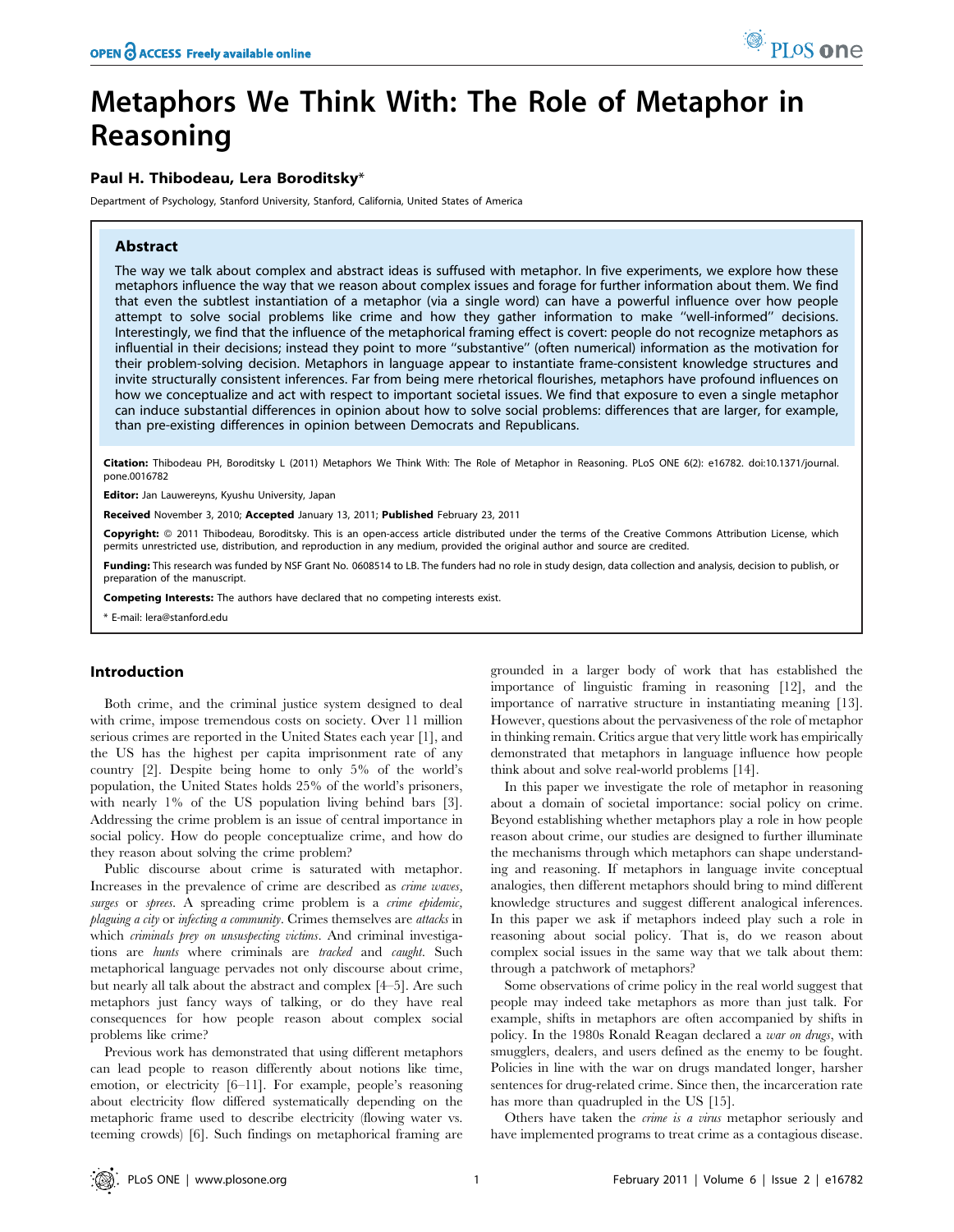# Metaphors We Think With: The Role of Metaphor in Reasoning

**Paul H. Thibodeau, Lera Boroditsky***

Department of Psychology, Stanford University, Stanford, California, United States of America

## Abstract

The way we talk about complex and abstract ideas is suffused with metaphor. In five experiments, we explore how these metaphors influence the way that we reason about complex issues and forage for further information about them. We find that even the subtlest instantiation of a metaphor (via a single word) can have a powerful influence over how people attempt to solve social problems like crime and how they gather information to make "well-informed" decisions. Interestingly, we find that the influence of the metaphorical framing effect is covert: people do not recognize metaphors as influential in their decisions; instead they point to more "substantive" (often numerical) information as the motivation for their problem-solving decision. Metaphors in language appear to instantiate frame-consistent knowledge structures and invite structurally consistent inferences. Far from being mere rhetorical flourishes, metaphors have profound influences on how we conceptualize and act with respect to important societal issues. We find that exposure to even a single metaphor can induce substantial differences in opinion about how to solve social problems: differences that are larger, for example, than pre-existing differences in opinion between Democrats and Republicans.

**Citation:** Thibodeau PH, Boroditsky L (2011) Metaphors We Think With: The Role of Metaphor in Reasoning. PLoS ONE 6(2): e16782. doi:10.1371/journal.pone.0016782

**Editor:** Jan Lauwereyns, Kyushu University, Japan

**Received** November 3, 2010; **Accepted** January 13, 2011; **Published** February 23, 2011

**Copyright:** © 2011 Thibodeau, Boroditsky. This is an open-access article distributed under the terms of the Creative Commons Attribution License, which permits unrestricted use, distribution, and reproduction in any medium, provided the original author and source are credited.

**Funding:** This research was funded by NSF Grant No. 0608514 to LB. The funders had no role in study design, data collection and analysis, decision to publish, or preparation of the manuscript.

**Competing Interests:** The authors have declared that no competing interests exist.

\* E-mail: lera@stanford.edu

## Introduction

Both crime, and the criminal justice system designed to deal with crime, impose tremendous costs on society. Over 11 million serious crimes are reported in the United States each year [1], and the US has the highest per capita imprisonment rate of any country [2]. Despite being home to only 5% of the world's population, the United States holds 25% of the world's prisoners, with nearly 1% of the US population living behind bars [3]. Addressing the crime problem is an issue of central importance in social policy. How do people conceptualize crime, and how do they reason about solving the crime problem?

Public discourse about crime is saturated with metaphor. Increases in the prevalence of crime are described as *crime waves*, *surges* or *sprees*. A spreading crime problem is a *crime epidemic*, *plaguing a city* or *infecting a community*. Crimes themselves are *attacks* in which *criminals prey on unsuspecting victims*. And criminal investigations are *hunts* where criminals are *tracked* and *caught*. Such metaphorical language pervades not only discourse about crime, but nearly all talk about the abstract and complex [4–5]. Are such metaphors just fancy ways of talking, or do they have real consequences for how people reason about complex social problems like crime?

Previous work has demonstrated that using different metaphors can lead people to reason differently about notions like time, emotion, or electricity [6–11]. For example, people's reasoning about electricity flow differed systematically depending on the metaphoric frame used to describe electricity (flowing water vs. teeming crowds) [6]. Such findings on metaphorical framing are grounded in a larger body of work that has established the importance of linguistic framing in reasoning [12], and the importance of narrative structure in instantiating meaning [13]. However, questions about the pervasiveness of the role of metaphor in thinking remain. Critics argue that very little work has empirically demonstrated that metaphors in language influence how people think about and solve real-world problems [14].

In this paper we investigate the role of metaphor in reasoning about a domain of societal importance: social policy on crime. Beyond establishing whether metaphors play a role in how people reason about crime, our studies are designed to further illuminate the mechanisms through which metaphors can shape understanding and reasoning. If metaphors in language invite conceptual analogies, then different metaphors should bring to mind different knowledge structures and suggest different analogical inferences. In this paper we ask if metaphors indeed play such a role in reasoning about social policy. That is, do we reason about complex social issues in the same way that we talk about them: through a patchwork of metaphors?

Some observations of crime policy in the real world suggest that people may indeed take metaphors as more than just talk. For example, shifts in metaphors are often accompanied by shifts in policy. In the 1980s Ronald Reagan declared a *war on drugs*, with smugglers, dealers, and users defined as the enemy to be fought. Policies in line with the war on drugs mandated longer, harsher sentences for drug-related crime. Since then, the incarceration rate has more than quadrupled in the US [15].

Others have taken the *crime is a virus* metaphor seriously and have implemented programs to treat crime as a contagious disease.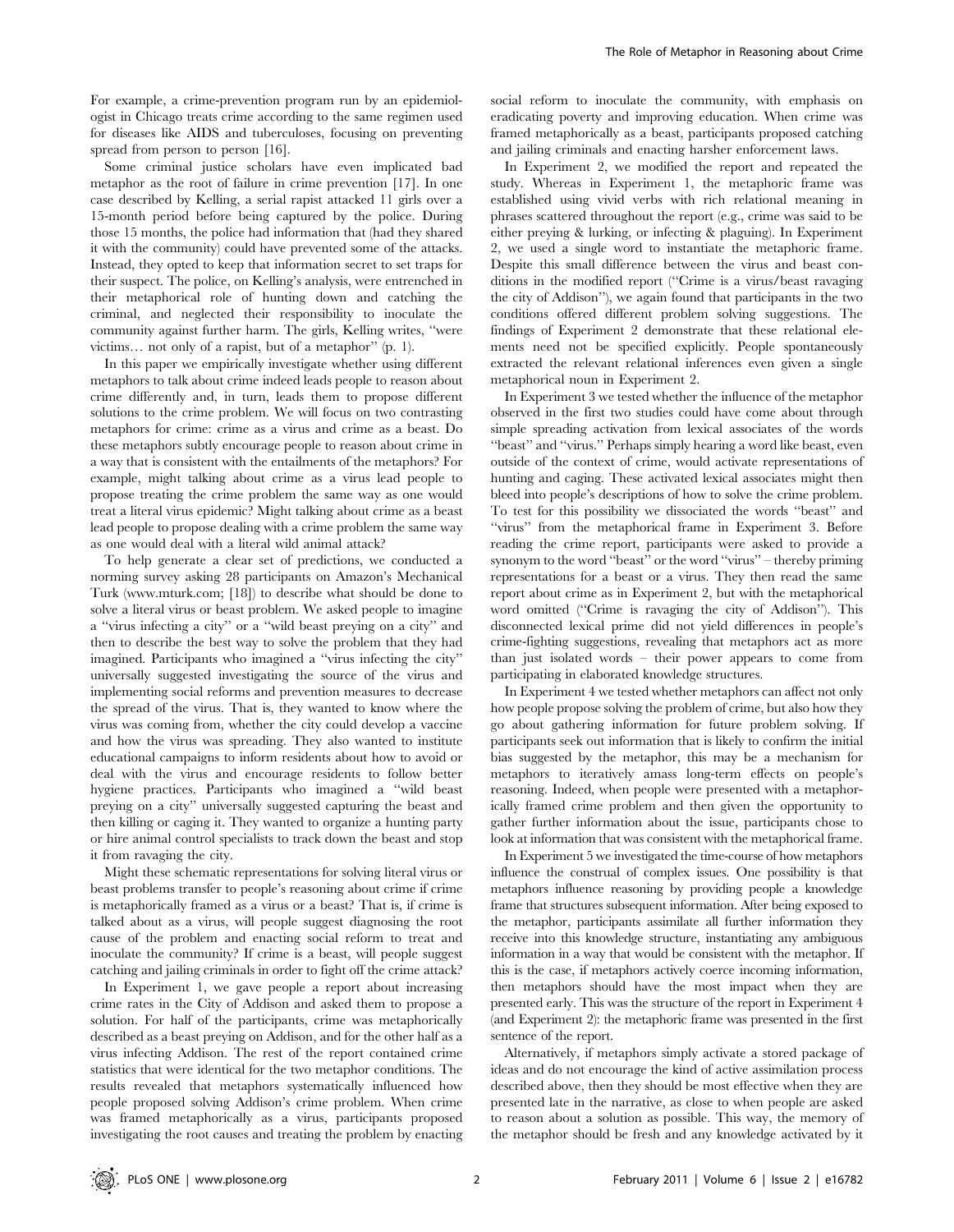For example, a crime-prevention program run by an epidemiologist in Chicago treats crime according to the same regimen used for diseases like AIDS and tuberculoses, focusing on preventing spread from person to person [16].

Some criminal justice scholars have even implicated bad metaphor as the root of failure in crime prevention [17]. In one case described by Kelling, a serial rapist attacked 11 girls over a 15-month period before being captured by the police. During those 15 months, the police had information that (had they shared it with the community) could have prevented some of the attacks. Instead, they opted to keep that information secret to set traps for their suspect. The police, on Kelling's analysis, were entrenched in their metaphorical role of hunting down and catching the criminal, and neglected their responsibility to inoculate the community against further harm. The girls, Kelling writes, "were victims… not only of a rapist, but of a metaphor" (p. 1).

In this paper we empirically investigate whether using different metaphors to talk about crime indeed leads people to reason about crime differently and, in turn, leads them to propose different solutions to the crime problem. We will focus on two contrasting metaphors for crime: crime as a virus and crime as a beast. Do these metaphors subtly encourage people to reason about crime in a way that is consistent with the entailments of the metaphors? For example, might talking about crime as a virus lead people to propose treating the crime problem the same way as one would treat a literal virus epidemic? Might talking about crime as a beast lead people to propose dealing with a crime problem the same way as one would deal with a literal wild animal attack?

To help generate a clear set of predictions, we conducted a norming survey asking 28 participants on Amazon's Mechanical Turk (www.mturk.com; [18]) to describe what should be done to solve a literal virus or beast problem. We asked people to imagine a "virus infecting a city" or a "wild beast preying on a city" and then to describe the best way to solve the problem that they had imagined. Participants who imagined a "virus infecting the city" universally suggested investigating the source of the virus and implementing social reforms and prevention measures to decrease the spread of the virus. That is, they wanted to know where the virus was coming from, whether the city could develop a vaccine and how the virus was spreading. They also wanted to institute educational campaigns to inform residents about how to avoid or deal with the virus and encourage residents to follow better hygiene practices. Participants who imagined a "wild beast preying on a city" universally suggested capturing the beast and then killing or caging it. They wanted to organize a hunting party or hire animal control specialists to track down the beast and stop it from ravaging the city.

Might these schematic representations for solving literal virus or beast problems transfer to people's reasoning about crime if crime is metaphorically framed as a virus or a beast? That is, if crime is talked about as a virus, will people suggest diagnosing the root cause of the problem and enacting social reform to treat and inoculate the community? If crime is a beast, will people suggest catching and jailing criminals in order to fight off the crime attack?

In Experiment 1, we gave people a report about increasing crime rates in the City of Addison and asked them to propose a solution. For half of the participants, crime was metaphorically described as a beast preying on Addison, and for the other half as a virus infecting Addison. The rest of the report contained crime statistics that were identical for the two metaphor conditions. The results revealed that metaphors systematically influenced how people proposed solving Addison's crime problem. When crime was framed metaphorically as a virus, participants proposed investigating the root causes and treating the problem by enacting social reform to inoculate the community, with emphasis on eradicating poverty and improving education. When crime was framed metaphorically as a beast, participants proposed catching and jailing criminals and enacting harsher enforcement laws.

In Experiment 2, we modified the report and repeated the study. Whereas in Experiment 1, the metaphoric frame was established using vivid verbs with rich relational meaning in phrases scattered throughout the report (e.g., crime was said to be either preying & lurking, or infecting & plaguing). In Experiment 2, we used a single word to instantiate the metaphoric frame. Despite this small difference between the virus and beast conditions in the modified report ("Crime is a virus/beast ravaging the city of Addison"), we again found that participants in the two conditions offered different problem solving suggestions. The findings of Experiment 2 demonstrate that these relational elements need not be specified explicitly. People spontaneously extracted the relevant relational inferences even given a single metaphorical noun in Experiment 2.

In Experiment 3 we tested whether the influence of the metaphor observed in the first two studies could have come about through simple spreading activation from lexical associates of the words "beast" and "virus." Perhaps simply hearing a word like beast, even outside of the context of crime, would activate representations of hunting and caging. These activated lexical associates might then bleed into people's descriptions of how to solve the crime problem. To test for this possibility we dissociated the words "beast" and "virus" from the metaphorical frame in Experiment 3. Before reading the crime report, participants were asked to provide a synonym to the word "beast" or the word "virus" – thereby priming representations for a beast or a virus. They then read the same report about crime as in Experiment 2, but with the metaphorical word omitted ("Crime is ravaging the city of Addison"). This disconnected lexical prime did not yield differences in people's crime-fighting suggestions, revealing that metaphors act as more than just isolated words – their power appears to come from participating in elaborated knowledge structures.

In Experiment 4 we tested whether metaphors can affect not only how people propose solving the problem of crime, but also how they go about gathering information for future problem solving. If participants seek out information that is likely to confirm the initial bias suggested by the metaphor, this may be a mechanism for metaphors to iteratively amass long-term effects on people's reasoning. Indeed, when people were presented with a metaphorically framed crime problem and then given the opportunity to gather further information about the issue, participants chose to look at information that was consistent with the metaphorical frame.

In Experiment 5 we investigated the time-course of how metaphors influence the construal of complex issues. One possibility is that metaphors influence reasoning by providing people a knowledge frame that structures subsequent information. After being exposed to the metaphor, participants assimilate all further information they receive into this knowledge structure, instantiating any ambiguous information in a way that would be consistent with the metaphor. If this is the case, if metaphors actively coerce incoming information, then metaphors should have the most impact when they are presented early. This was the structure of the report in Experiment 4 (and Experiment 2): the metaphoric frame was presented in the first sentence of the report.

Alternatively, if metaphors simply activate a stored package of ideas and do not encourage the kind of active assimilation process described above, then they should be most effective when they are presented late in the narrative, as close to when people are asked to reason about a solution as possible. This way, the memory of the metaphor should be fresh and any knowledge activated by it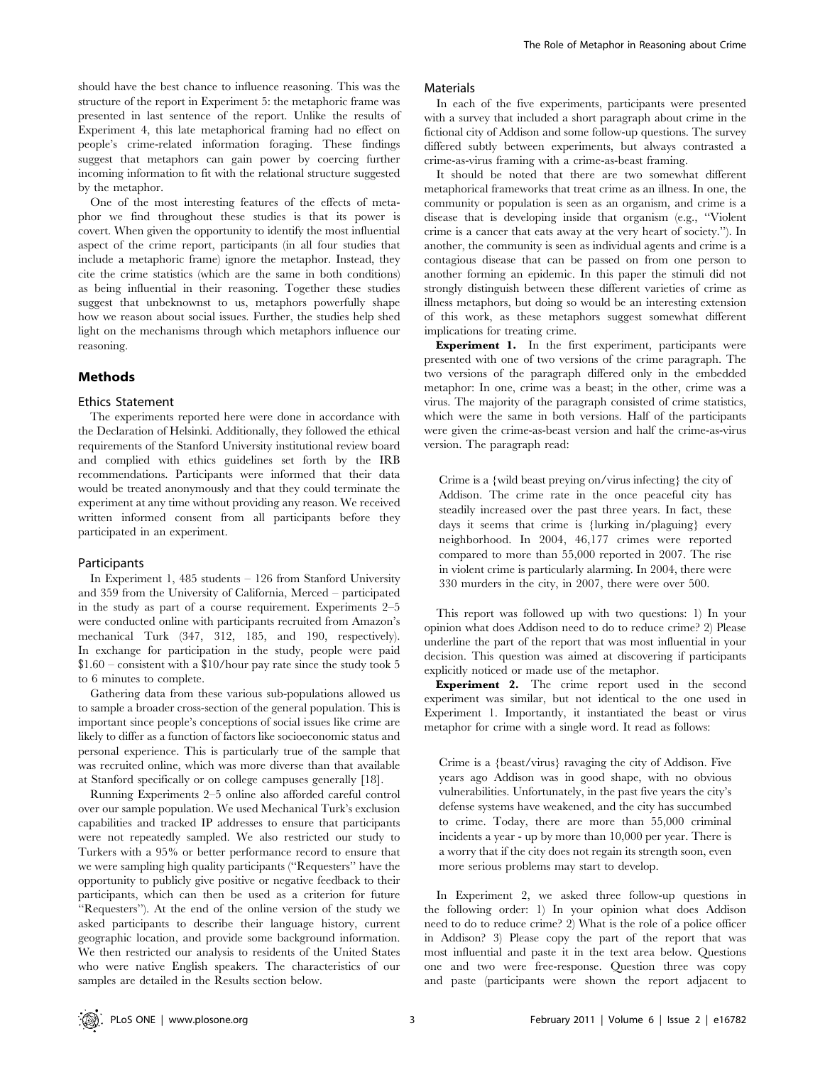should have the best chance to influence reasoning. This was the structure of the report in Experiment 5: the metaphoric frame was presented in last sentence of the report. Unlike the results of Experiment 4, this late metaphorical framing had no effect on people's crime-related information foraging. These findings suggest that metaphors can gain power by coercing further incoming information to fit with the relational structure suggested by the metaphor.

One of the most interesting features of the effects of metaphor we find throughout these studies is that its power is covert. When given the opportunity to identify the most influential aspect of the crime report, participants (in all four studies that include a metaphoric frame) ignore the metaphor. Instead, they cite the crime statistics (which are the same in both conditions) as being influential in their reasoning. Together these studies suggest that unbeknownst to us, metaphors powerfully shape how we reason about social issues. Further, the studies help shed light on the mechanisms through which metaphors influence our reasoning.

## Methods

### Ethics Statement

The experiments reported here were done in accordance with the Declaration of Helsinki. Additionally, they followed the ethical requirements of the Stanford University institutional review board and complied with ethics guidelines set forth by the IRB recommendations. Participants were informed that their data would be treated anonymously and that they could terminate the experiment at any time without providing any reason. We received written informed consent from all participants before they participated in an experiment.

### Participants

In Experiment 1, 485 students – 126 from Stanford University and 359 from the University of California, Merced – participated in the study as part of a course requirement. Experiments 2–5 were conducted online with participants recruited from Amazon's mechanical Turk (347, 312, 185, and 190, respectively). In exchange for participation in the study, people were paid $1.60 – consistent with a $10/hour pay rate since the study took 5 to 6 minutes to complete.

Gathering data from these various sub-populations allowed us to sample a broader cross-section of the general population. This is important since people's conceptions of social issues like crime are likely to differ as a function of factors like socioeconomic status and personal experience. This is particularly true of the sample that was recruited online, which was more diverse than that available at Stanford specifically or on college campuses generally [18].

Running Experiments 2–5 online also afforded careful control over our sample population. We used Mechanical Turk's exclusion capabilities and tracked IP addresses to ensure that participants were not repeatedly sampled. We also restricted our study to Turkers with a 95% or better performance record to ensure that we were sampling high quality participants ("Requesters" have the opportunity to publicly give positive or negative feedback to their participants, which can then be used as a criterion for future "Requesters"). At the end of the online version of the study we asked participants to describe their language history, current geographic location, and provide some background information. We then restricted our analysis to residents of the United States who were native English speakers. The characteristics of our samples are detailed in the Results section below.

### Materials

In each of the five experiments, participants were presented with a survey that included a short paragraph about crime in the fictional city of Addison and some follow-up questions. The survey differed subtly between experiments, but always contrasted a crime-as-virus framing with a crime-as-beast framing.

It should be noted that there are two somewhat different metaphorical frameworks that treat crime as an illness. In one, the community or population is seen as an organism, and crime is a disease that is developing inside that organism (e.g., "Violent crime is a cancer that eats away at the very heart of society."). In another, the community is seen as individual agents and crime is a contagious disease that can be passed on from one person to another forming an epidemic. In this paper the stimuli did not strongly distinguish between these different varieties of crime as illness metaphors, but doing so would be an interesting extension of this work, as these metaphors suggest somewhat different implications for treating crime.

**Experiment 1.** In the first experiment, participants were presented with one of two versions of the crime paragraph. The two versions of the paragraph differed only in the embedded metaphor: In one, crime was a beast; in the other, crime was a virus. The majority of the paragraph consisted of crime statistics, which were the same in both versions. Half of the participants were given the crime-as-beast version and half the crime-as-virus version. The paragraph read:

> Crime is a {wild beast preying on/virus infecting} the city of Addison. The crime rate in the once peaceful city has steadily increased over the past three years. In fact, these days it seems that crime is {lurking in/plaguing} every neighborhood. In 2004, 46,177 crimes were reported compared to more than 55,000 reported in 2007. The rise in violent crime is particularly alarming. In 2004, there were 330 murders in the city, in 2007, there were over 500.

This report was followed up with two questions: 1) In your opinion what does Addison need to do to reduce crime? 2) Please underline the part of the report that was most influential in your decision. This question was aimed at discovering if participants explicitly noticed or made use of the metaphor.

**Experiment 2.** The crime report used in the second experiment was similar, but not identical to the one used in Experiment 1. Importantly, it instantiated the beast or virus metaphor for crime with a single word. It read as follows:

> Crime is a {beast/virus} ravaging the city of Addison. Five years ago Addison was in good shape, with no obvious vulnerabilities. Unfortunately, in the past five years the city's defense systems have weakened, and the city has succumbed to crime. Today, there are more than 55,000 criminal incidents a year - up by more than 10,000 per year. There is a worry that if the city does not regain its strength soon, even more serious problems may start to develop.

In Experiment 2, we asked three follow-up questions in the following order: 1) In your opinion what does Addison need to do to reduce crime? 2) What is the role of a police officer in Addison? 3) Please copy the part of the report that was most influential and paste it in the text area below. Questions one and two were free-response. Question three was copy and paste (participants were shown the report adjacent to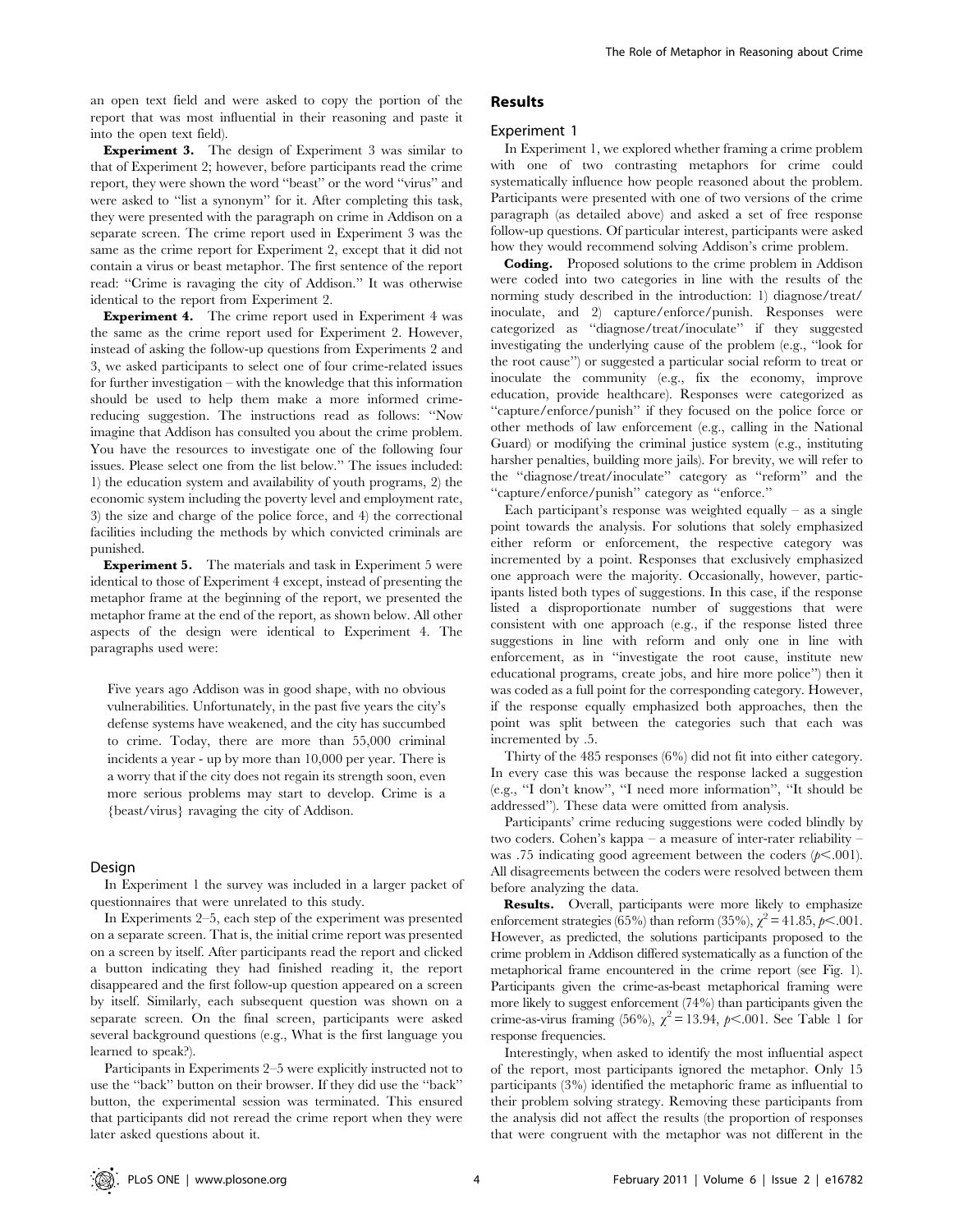an open text field and were asked to copy the portion of the report that was most influential in their reasoning and paste it into the open text field).

**Experiment 3.** The design of Experiment 3 was similar to that of Experiment 2; however, before participants read the crime report, they were shown the word "beast" or the word "virus" and were asked to "list a synonym" for it. After completing this task, they were presented with the paragraph on crime in Addison on a separate screen. The crime report used in Experiment 3 was the same as the crime report for Experiment 2, except that it did not contain a virus or beast metaphor. The first sentence of the report read: "Crime is ravaging the city of Addison." It was otherwise identical to the report from Experiment 2.

**Experiment 4.** The crime report used in Experiment 4 was the same as the crime report used for Experiment 2. However, instead of asking the follow-up questions from Experiments 2 and 3, we asked participants to select one of four crime-related issues for further investigation – with the knowledge that this information should be used to help them make a more informed crime-reducing suggestion. The instructions read as follows: "Now imagine that Addison has consulted you about the crime problem. You have the resources to investigate one of the following four issues. Please select one from the list below." The issues included: 1) the education system and availability of youth programs, 2) the economic system including the poverty level and employment rate, 3) the size and charge of the police force, and 4) the correctional facilities including the methods by which convicted criminals are punished.

**Experiment 5.** The materials and task in Experiment 5 were identical to those of Experiment 4 except, instead of presenting the metaphor frame at the beginning of the report, we presented the metaphor frame at the end of the report, as shown below. All other aspects of the design were identical to Experiment 4. The paragraphs used were:

> Five years ago Addison was in good shape, with no obvious vulnerabilities. Unfortunately, in the past five years the city's defense systems have weakened, and the city has succumbed to crime. Today, there are more than 55,000 criminal incidents a year - up by more than 10,000 per year. There is a worry that if the city does not regain its strength soon, even more serious problems may start to develop. Crime is a {beast/virus} ravaging the city of Addison.

### Design

In Experiment 1 the survey was included in a larger packet of questionnaires that were unrelated to this study.

In Experiments 2–5, each step of the experiment was presented on a separate screen. That is, the initial crime report was presented on a screen by itself. After participants read the report and clicked a button indicating they had finished reading it, the report disappeared and the first follow-up question appeared on a screen by itself. Similarly, each subsequent question was shown on a separate screen. On the final screen, participants were asked several background questions (e.g., What is the first language you learned to speak?).

Participants in Experiments 2–5 were explicitly instructed not to use the "back" button on their browser. If they did use the "back" button, the experimental session was terminated. This ensured that participants did not reread the crime report when they were later asked questions about it.

## Results

### Experiment 1

In Experiment 1, we explored whether framing a crime problem with one of two contrasting metaphors for crime could systematically influence how people reasoned about the problem. Participants were presented with one of two versions of the crime paragraph (as detailed above) and asked a set of free response follow-up questions. Of particular interest, participants were asked how they would recommend solving Addison's crime problem.

**Coding.** Proposed solutions to the crime problem in Addison were coded into two categories in line with the results of the norming study described in the introduction: 1) diagnose/treat/inoculate, and 2) capture/enforce/punish. Responses were categorized as "diagnose/treat/inoculate" if they suggested investigating the underlying cause of the problem (e.g., "look for the root cause") or suggested a particular social reform to treat or inoculate the community (e.g., fix the economy, improve education, provide healthcare). Responses were categorized as "capture/enforce/punish" if they focused on the police force or other methods of law enforcement (e.g., calling in the National Guard) or modifying the criminal justice system (e.g., instituting harsher penalties, building more jails). For brevity, we will refer to the "diagnose/treat/inoculate" category as "reform" and the "capture/enforce/punish" category as "enforce."

Each participant's response was weighted equally – as a single point towards the analysis. For solutions that solely emphasized either reform or enforcement, the respective category was incremented by a point. Responses that exclusively emphasized one approach were the majority. Occasionally, however, participants listed both types of suggestions. In this case, if the response listed a disproportionate number of suggestions that were consistent with one approach (e.g., if the response listed three suggestions in line with reform and only one in line with enforcement, as in "investigate the root cause, institute new educational programs, create jobs, and hire more police") then it was coded as a full point for the corresponding category. However, if the response equally emphasized both approaches, then the point was split between the categories such that each was incremented by .5.

Thirty of the 485 responses (6%) did not fit into either category. In every case this was because the response lacked a suggestion (e.g., "I don't know", "I need more information", "It should be addressed"). These data were omitted from analysis.

Participants' crime reducing suggestions were coded blindly by two coders. Cohen's kappa – a measure of inter-rater reliability – was .75 indicating good agreement between the coders ($p<.001$). All disagreements between the coders were resolved between them before analyzing the data.

**Results.** Overall, participants were more likely to emphasize enforcement strategies (65%) than reform (35%), $\chi^2 = 41.85$, $p<.001$. However, as predicted, the solutions participants proposed to the crime problem in Addison differed systematically as a function of the metaphorical frame encountered in the crime report (see Fig. 1). Participants given the crime-as-beast metaphorical framing were more likely to suggest enforcement (74%) than participants given the crime-as-virus framing (56%), $\chi^2 = 13.94$, $p<.001$. See Table 1 for response frequencies.

Interestingly, when asked to identify the most influential aspect of the report, most participants ignored the metaphor. Only 15 participants (3%) identified the metaphoric frame as influential to their problem solving strategy. Removing these participants from the analysis did not affect the results (the proportion of responses that were congruent with the metaphor was not different in the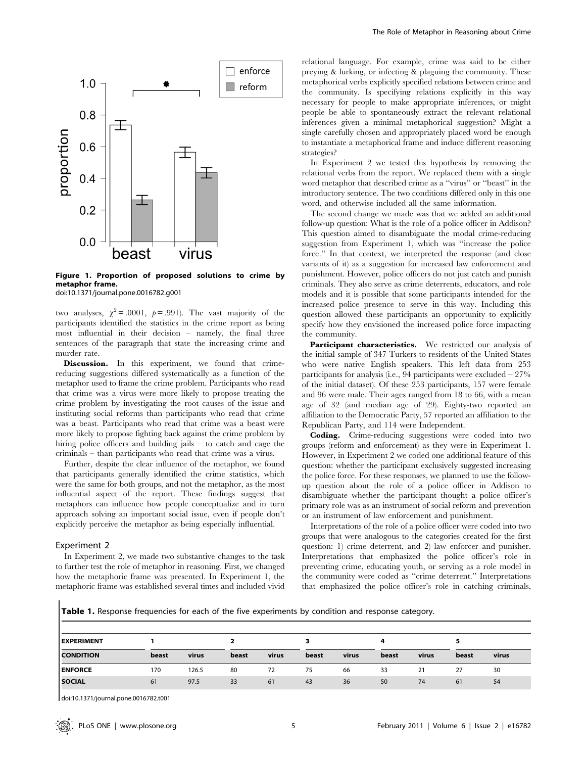enforce

reform

1.0

0.8

0.6

0.4

0.2

0.0

proportion

beast

virus

**Figure 1. Proportion of proposed solutions to crime by metaphor frame.**
doi:10.1371/journal.pone.0016782.g001

two analyses, $\chi^2 = .0001$, $p = .991$). The vast majority of the participants identified the statistics in the crime report as being most influential in their decision – namely, the final three sentences of the paragraph that state the increasing crime and murder rate.

**Discussion.** In this experiment, we found that crime-reducing suggestions differed systematically as a function of the metaphor used to frame the crime problem. Participants who read that crime was a virus were more likely to propose treating the crime problem by investigating the root causes of the issue and instituting social reforms than participants who read that crime was a beast. Participants who read that crime was a beast were more likely to propose fighting back against the crime problem by hiring police officers and building jails – to catch and cage the criminals – than participants who read that crime was a virus.

Further, despite the clear influence of the metaphor, we found that participants generally identified the crime statistics, which were the same for both groups, and not the metaphor, as the most influential aspect of the report. These findings suggest that metaphors can influence how people conceptualize and in turn approach solving an important social issue, even if people don't explicitly perceive the metaphor as being especially influential.

## Experiment 2

In Experiment 2, we made two substantive changes to the task to further test the role of metaphor in reasoning. First, we changed how the metaphoric frame was presented. In Experiment 1, the metaphoric frame was established several times and included vivid relational language. For example, crime was said to be either preying & lurking, or infecting & plaguing the community. These metaphorical verbs explicitly specified relations between crime and the community. Is specifying relations explicitly in this way necessary for people to make appropriate inferences, or might people be able to spontaneously extract the relevant relational inferences given a minimal metaphorical suggestion? Might a single carefully chosen and appropriately placed word be enough to instantiate a metaphorical frame and induce different reasoning strategies?

In Experiment 2 we tested this hypothesis by removing the relational verbs from the report. We replaced them with a single word metaphor that described crime as a "virus" or "beast" in the introductory sentence. The two conditions differed only in this one word, and otherwise included all the same information.

The second change we made was that we added an additional follow-up question: What is the role of a police officer in Addison? This question aimed to disambiguate the modal crime-reducing suggestion from Experiment 1, which was "increase the police force." In that context, we interpreted the response (and close variants of it) as a suggestion for increased law enforcement and punishment. However, police officers do not just catch and punish criminals. They also serve as crime deterrents, educators, and role models and it is possible that some participants intended for the increased police presence to serve in this way. Including this question allowed these participants an opportunity to explicitly specify how they envisioned the increased police force impacting the community.

**Participant characteristics.** We restricted our analysis of the initial sample of 347 Turkers to residents of the United States who were native English speakers. This left data from 253 participants for analysis (i.e., 94 participants were excluded – 27% of the initial dataset). Of these 253 participants, 157 were female and 96 were male. Their ages ranged from 18 to 66, with a mean age of 32 (and median age of 29). Eighty-two reported an affiliation to the Democratic Party, 57 reported an affiliation to the Republican Party, and 114 were Independent.

**Coding.** Crime-reducing suggestions were coded into two groups (reform and enforcement) as they were in Experiment 1. However, in Experiment 2 we coded one additional feature of this question: whether the participant exclusively suggested increasing the police force. For these responses, we planned to use the follow-up question about the role of a police officer in Addison to disambiguate whether the participant thought a police officer's primary role was as an instrument of social reform and prevention or an instrument of law enforcement and punishment.

Interpretations of the role of a police officer were coded into two groups that were analogous to the categories created for the first question: 1) crime deterrent, and 2) law enforcer and punisher. Interpretations that emphasized the police officer's role in preventing crime, educating youth, or serving as a role model in the community were coded as "crime deterrent." Interpretations that emphasized the police officer's role in catching criminals,

**Table 1.** Response frequencies for each of the five experiments by condition and response category.

| EXPERIMENT | 1 | | 2 | | 3 | | 4 | | 5 | |
|---|---|---|---|---|---|---|---|---|---|---|
| CONDITION | beast | virus | beast | virus | beast | virus | beast | virus | beast | virus |
| ENFORCE | 170 | 126.5 | 80 | 72 | 75 | 66 | 33 | 21 | 27 | 30 |
| SOCIAL | 61 | 97.5 | 33 | 61 | 43 | 36 | 50 | 74 | 61 | 54 |

doi:10.1371/journal.pone.0016782.t001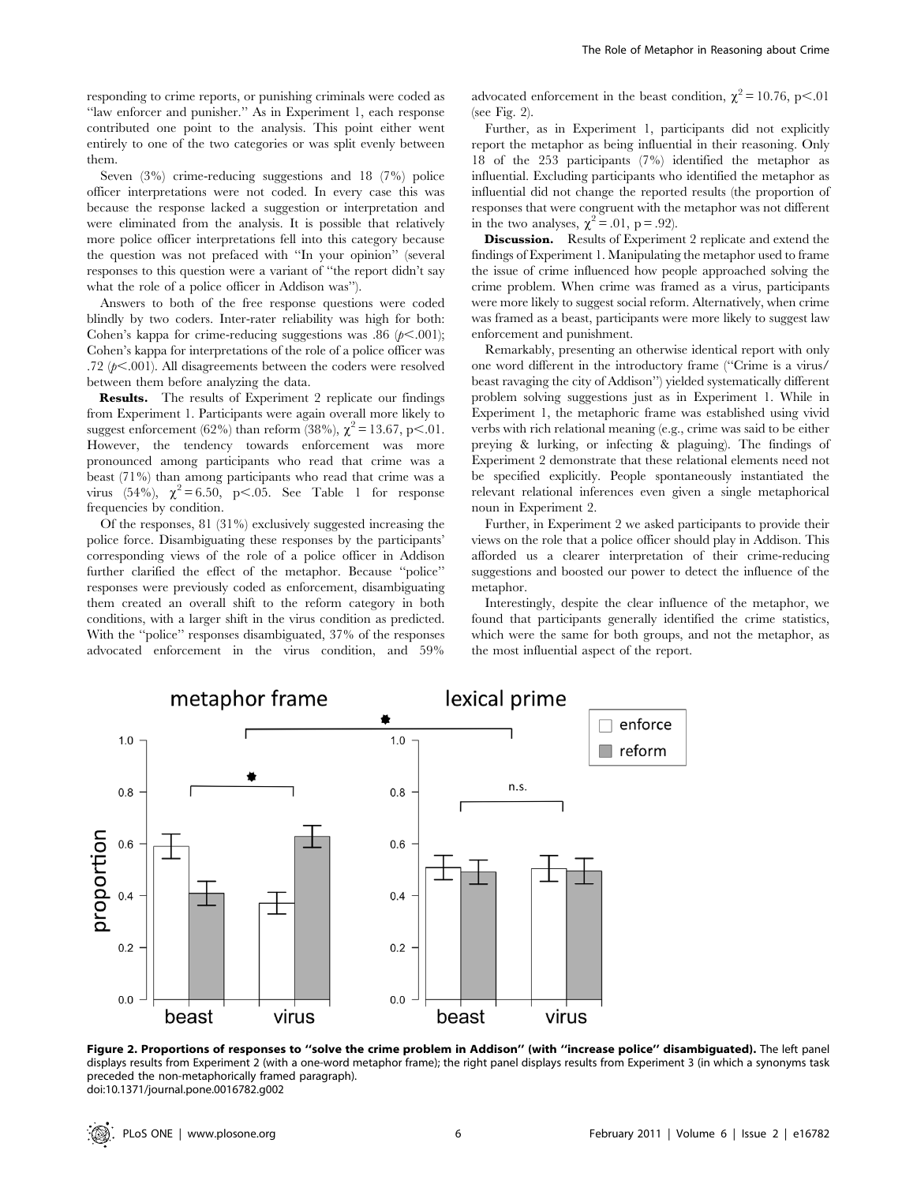responding to crime reports, or punishing criminals were coded as "law enforcer and punisher." As in Experiment 1, each response contributed one point to the analysis. This point either went entirely to one of the two categories or was split evenly between them.

Seven (3%) crime-reducing suggestions and 18 (7%) police officer interpretations were not coded. In every case this was because the response lacked a suggestion or interpretation and were eliminated from the analysis. It is possible that relatively more police officer interpretations fell into this category because the question was not prefaced with "In your opinion" (several responses to this question were a variant of "the report didn't say what the role of a police officer in Addison was").

Answers to both of the free response questions were coded blindly by two coders. Inter-rater reliability was high for both: Cohen's kappa for crime-reducing suggestions was .86 ($p<.001$); Cohen's kappa for interpretations of the role of a police officer was .72 ($p<.001$). All disagreements between the coders were resolved between them before analyzing the data.

**Results.** The results of Experiment 2 replicate our findings from Experiment 1. Participants were again overall more likely to suggest enforcement (62%) than reform (38%), $\chi^2 = 13.67$, $p<.01$. However, the tendency towards enforcement was more pronounced among participants who read that crime was a beast (71%) than among participants who read that crime was a virus (54%), $\chi^2 = 6.50$, $p<.05$. See Table 1 for response frequencies by condition.

Of the responses, 81 (31%) exclusively suggested increasing the police force. Disambiguating these responses by the participants' corresponding views of the role of a police officer in Addison further clarified the effect of the metaphor. Because "police" responses were previously coded as enforcement, disambiguating them created an overall shift to the reform category in both conditions, with a larger shift in the virus condition as predicted. With the "police" responses disambiguated, 37% of the responses advocated enforcement in the virus condition, and 59% advocated enforcement in the beast condition, $\chi^2 = 10.76$, $p<.01$ (see Fig. 2).

Further, as in Experiment 1, participants did not explicitly report the metaphor as being influential in their reasoning. Only 18 of the 253 participants (7%) identified the metaphor as influential. Excluding participants who identified the metaphor as influential did not change the reported results (the proportion of responses that were congruent with the metaphor was not different in the two analyses, $\chi^2 = .01$, $p = .92$).

**Discussion.** Results of Experiment 2 replicate and extend the findings of Experiment 1. Manipulating the metaphor used to frame the issue of crime influenced how people approached solving the crime problem. When crime was framed as a virus, participants were more likely to suggest social reform. Alternatively, when crime was framed as a beast, participants were more likely to suggest law enforcement and punishment.

Remarkably, presenting an otherwise identical report with only one word different in the introductory frame ("Crime is a virus/beast ravaging the city of Addison") yielded systematically different problem solving suggestions just as in Experiment 1. While in Experiment 1, the metaphoric frame was established using vivid verbs with rich relational meaning (e.g., crime was said to be either preying & lurking, or infecting & plaguing). The findings of Experiment 2 demonstrate that these relational elements need not be specified explicitly. People spontaneously instantiated the relevant relational inferences even given a single metaphorical noun in Experiment 2.

Further, in Experiment 2 we asked participants to provide their views on the role that a police officer should play in Addison. This afforded us a clearer interpretation of their crime-reducing suggestions and boosted our power to detect the influence of the metaphor.

Interestingly, despite the clear influence of the metaphor, we found that participants generally identified the crime statistics, which were the same for both groups, and not the metaphor, as the most influential aspect of the report.

**Figure 2. Proportions of responses to "solve the crime problem in Addison" (with "increase police" disambiguated).** The left panel displays results from Experiment 2 (with a one-word metaphor frame); the right panel displays results from Experiment 3 (in which a synonyms task preceded the non-metaphorically framed paragraph).
doi:10.1371/journal.pone.0016782.g002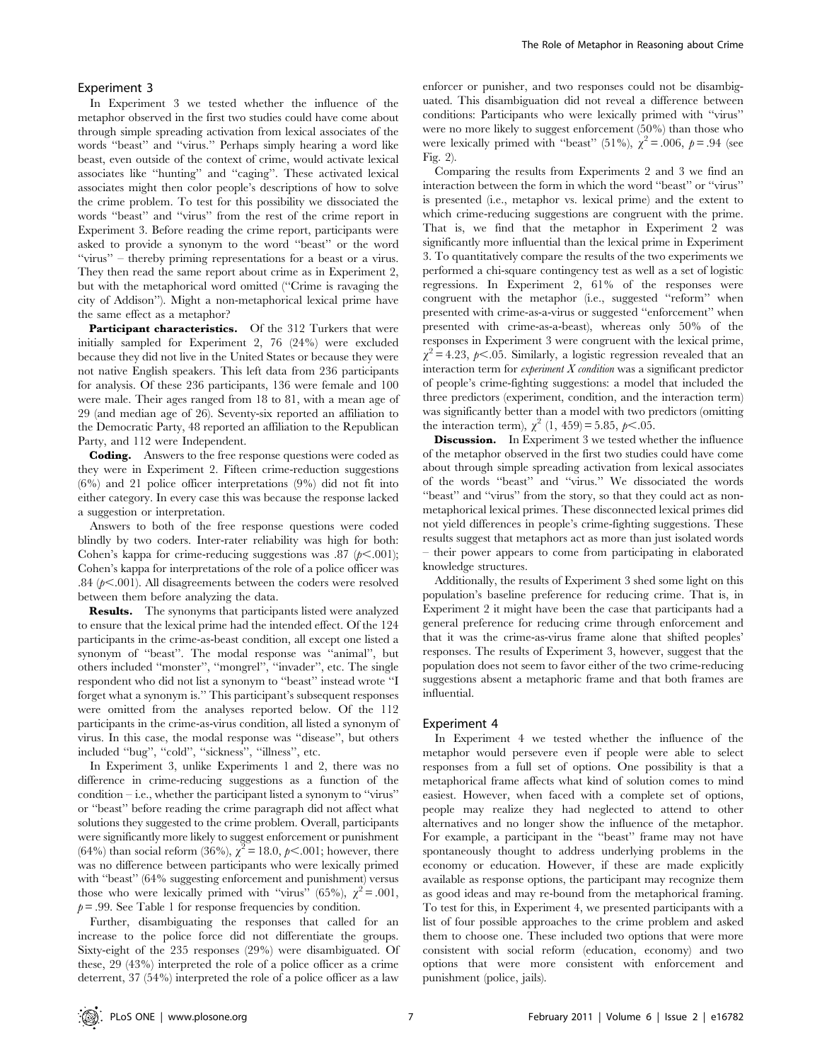## Experiment 3

In Experiment 3 we tested whether the influence of the metaphor observed in the first two studies could have come about through simple spreading activation from lexical associates of the words "beast" and "virus." Perhaps simply hearing a word like beast, even outside of the context of crime, would activate lexical associates like "hunting" and "caging". These activated lexical associates might then color people's descriptions of how to solve the crime problem. To test for this possibility we dissociated the words "beast" and "virus" from the rest of the crime report in Experiment 3. Before reading the crime report, participants were asked to provide a synonym to the word "beast" or the word "virus" – thereby priming representations for a beast or a virus. They then read the same report about crime as in Experiment 2, but with the metaphorical word omitted ("Crime is ravaging the city of Addison"). Might a non-metaphorical lexical prime have the same effect as a metaphor?

**Participant characteristics.** Of the 312 Turkers that were initially sampled for Experiment 2, 76 (24%) were excluded because they did not live in the United States or because they were not native English speakers. This left data from 236 participants for analysis. Of these 236 participants, 136 were female and 100 were male. Their ages ranged from 18 to 81, with a mean age of 29 (and median age of 26). Seventy-six reported an affiliation to the Democratic Party, 48 reported an affiliation to the Republican Party, and 112 were Independent.

**Coding.** Answers to the free response questions were coded as they were in Experiment 2. Fifteen crime-reduction suggestions (6%) and 21 police officer interpretations (9%) did not fit into either category. In every case this was because the response lacked a suggestion or interpretation.

Answers to both of the free response questions were coded blindly by two coders. Inter-rater reliability was high for both: Cohen's kappa for crime-reducing suggestions was .87 ($p<.001$); Cohen's kappa for interpretations of the role of a police officer was .84 ($p<.001$). All disagreements between the coders were resolved between them before analyzing the data.

**Results.** The synonyms that participants listed were analyzed to ensure that the lexical prime had the intended effect. Of the 124 participants in the crime-as-beast condition, all except one listed a synonym of "beast". The modal response was "animal", but others included "monster", "mongrel", "invader", etc. The single respondent who did not list a synonym to "beast" instead wrote "I forget what a synonym is." This participant's subsequent responses were omitted from the analyses reported below. Of the 112 participants in the crime-as-virus condition, all listed a synonym of virus. In this case, the modal response was "disease", but others included "bug", "cold", "sickness", "illness", etc.

In Experiment 3, unlike Experiments 1 and 2, there was no difference in crime-reducing suggestions as a function of the condition – i.e., whether the participant listed a synonym to "virus" or "beast" before reading the crime paragraph did not affect what solutions they suggested to the crime problem. Overall, participants were significantly more likely to suggest enforcement or punishment (64%) than social reform (36%), $\chi^2 = 18.0$, $p<.001$; however, there was no difference between participants who were lexically primed with "beast" (64% suggesting enforcement and punishment) versus those who were lexically primed with "virus" (65%), $\chi^2 = .001$, $p = .99$. See Table 1 for response frequencies by condition.

Further, disambiguating the responses that called for an increase to the police force did not differentiate the groups. Sixty-eight of the 235 responses (29%) were disambiguated. Of these, 29 (43%) interpreted the role of a police officer as a crime deterrent, 37 (54%) interpreted the role of a police officer as a law enforcer or punisher, and two responses could not be disambiguated. This disambiguation did not reveal a difference between conditions: Participants who were lexically primed with "virus" were no more likely to suggest enforcement (50%) than those who were lexically primed with "beast" (51%), $\chi^2 = .006$, $p = .94$ (see Fig. 2).

Comparing the results from Experiments 2 and 3 we find an interaction between the form in which the word "beast" or "virus" is presented (i.e., metaphor vs. lexical prime) and the extent to which crime-reducing suggestions are congruent with the prime. That is, we find that the metaphor in Experiment 2 was significantly more influential than the lexical prime in Experiment 3. To quantitatively compare the results of the two experiments we performed a chi-square contingency test as well as a set of logistic regressions. In Experiment 2, 61% of the responses were congruent with the metaphor (i.e., suggested "reform" when presented with crime-as-a-virus or suggested "enforcement" when presented with crime-as-a-beast), whereas only 50% of the responses in Experiment 3 were congruent with the lexical prime, $\chi^2 = 4.23$, $p<.05$. Similarly, a logistic regression revealed that an interaction term for *experiment X condition* was a significant predictor of people's crime-fighting suggestions: a model that included the three predictors (experiment, condition, and the interaction term) was significantly better than a model with two predictors (omitting the interaction term), $\chi^2$ (1, 459) = 5.85, $p<.05$.

**Discussion.** In Experiment 3 we tested whether the influence of the metaphor observed in the first two studies could have come about through simple spreading activation from lexical associates of the words "beast" and "virus." We dissociated the words "beast" and "virus" from the story, so that they could act as non-metaphorical lexical primes. These disconnected lexical primes did not yield differences in people's crime-fighting suggestions. These results suggest that metaphors act as more than just isolated words – their power appears to come from participating in elaborated knowledge structures.

Additionally, the results of Experiment 3 shed some light on this population's baseline preference for reducing crime. That is, in Experiment 2 it might have been the case that participants had a general preference for reducing crime through enforcement and that it was the crime-as-virus frame alone that shifted peoples' responses. The results of Experiment 3, however, suggest that the population does not seem to favor either of the two crime-reducing suggestions absent a metaphoric frame and that both frames are influential.

## Experiment 4

In Experiment 4 we tested whether the influence of the metaphor would persevere even if people were able to select responses from a full set of options. One possibility is that a metaphorical frame affects what kind of solution comes to mind easiest. However, when faced with a complete set of options, people may realize they had neglected to attend to other alternatives and no longer show the influence of the metaphor. For example, a participant in the "beast" frame may not have spontaneously thought to address underlying problems in the economy or education. However, if these are made explicitly available as response options, the participant may recognize them as good ideas and may re-bound from the metaphorical framing. To test for this, in Experiment 4, we presented participants with a list of four possible approaches to the crime problem and asked them to choose one. These included two options that were more consistent with social reform (education, economy) and two options that were more consistent with enforcement and punishment (police, jails).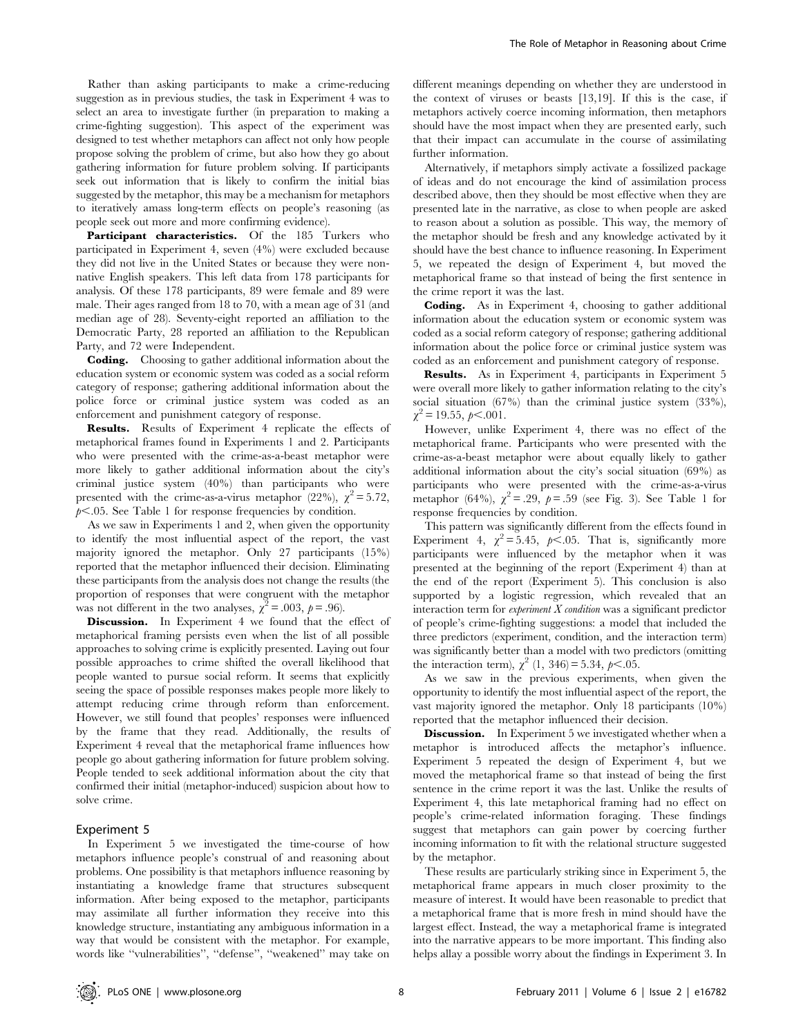Rather than asking participants to make a crime-reducing suggestion as in previous studies, the task in Experiment 4 was to select an area to investigate further (in preparation to making a crime-fighting suggestion). This aspect of the experiment was designed to test whether metaphors can affect not only how people propose solving the problem of crime, but also how they go about gathering information for future problem solving. If participants seek out information that is likely to confirm the initial bias suggested by the metaphor, this may be a mechanism for metaphors to iteratively amass long-term effects on people's reasoning (as people seek out more and more confirming evidence).

**Participant characteristics.** Of the 185 Turkers who participated in Experiment 4, seven (4%) were excluded because they did not live in the United States or because they were non-native English speakers. This left data from 178 participants for analysis. Of these 178 participants, 89 were female and 89 were male. Their ages ranged from 18 to 70, with a mean age of 31 (and median age of 28). Seventy-eight reported an affiliation to the Democratic Party, 28 reported an affiliation to the Republican Party, and 72 were Independent.

**Coding.** Choosing to gather additional information about the education system or economic system was coded as a social reform category of response; gathering additional information about the police force or criminal justice system was coded as an enforcement and punishment category of response.

**Results.** Results of Experiment 4 replicate the effects of metaphorical frames found in Experiments 1 and 2. Participants who were presented with the crime-as-a-beast metaphor were more likely to gather additional information about the city's criminal justice system (40%) than participants who were presented with the crime-as-a-virus metaphor (22%), $\chi^2 = 5.72$, $p < .05$. See Table 1 for response frequencies by condition.

As we saw in Experiments 1 and 2, when given the opportunity to identify the most influential aspect of the report, the vast majority ignored the metaphor. Only 27 participants (15%) reported that the metaphor influenced their decision. Eliminating these participants from the analysis does not change the results (the proportion of responses that were congruent with the metaphor was not different in the two analyses, $\chi^2 = .003$, $p = .96$).

**Discussion.** In Experiment 4 we found that the effect of metaphorical framing persists even when the list of all possible approaches to solving crime is explicitly presented. Laying out four possible approaches to crime shifted the overall likelihood that people wanted to pursue social reform. It seems that explicitly seeing the space of possible responses makes people more likely to attempt reducing crime through reform than enforcement. However, we still found that peoples' responses were influenced by the frame that they read. Additionally, the results of Experiment 4 reveal that the metaphorical frame influences how people go about gathering information for future problem solving. People tended to seek additional information about the city that confirmed their initial (metaphor-induced) suspicion about how to solve crime.

## Experiment 5

In Experiment 5 we investigated the time-course of how metaphors influence people's construal of and reasoning about problems. One possibility is that metaphors influence reasoning by instantiating a knowledge frame that structures subsequent information. After being exposed to the metaphor, participants may assimilate all further information they receive into this knowledge structure, instantiating any ambiguous information in a way that would be consistent with the metaphor. For example, words like "vulnerabilities", "defense", "weakened" may take on different meanings depending on whether they are understood in the context of viruses or beasts [13,19]. If this is the case, if metaphors actively coerce incoming information, then metaphors should have the most impact when they are presented early, such that their impact can accumulate in the course of assimilating further information.

Alternatively, if metaphors simply activate a fossilized package of ideas and do not encourage the kind of assimilation process described above, then they should be most effective when they are presented late in the narrative, as close to when people are asked to reason about a solution as possible. This way, the memory of the metaphor should be fresh and any knowledge activated by it should have the best chance to influence reasoning. In Experiment 5, we repeated the design of Experiment 4, but moved the metaphorical frame so that instead of being the first sentence in the crime report it was the last.

**Coding.** As in Experiment 4, choosing to gather additional information about the education system or economic system was coded as a social reform category of response; gathering additional information about the police force or criminal justice system was coded as an enforcement and punishment category of response.

**Results.** As in Experiment 4, participants in Experiment 5 were overall more likely to gather information relating to the city's social situation (67%) than the criminal justice system (33%), $\chi^2 = 19.55$, $p < .001$.

However, unlike Experiment 4, there was no effect of the metaphorical frame. Participants who were presented with the crime-as-a-beast metaphor were about equally likely to gather additional information about the city's social situation (69%) as participants who were presented with the crime-as-a-virus metaphor (64%), $\chi^2 = .29$, $p = .59$ (see Fig. 3). See Table 1 for response frequencies by condition.

This pattern was significantly different from the effects found in Experiment 4, $\chi^2 = 5.45$, $p < .05$. That is, significantly more participants were influenced by the metaphor when it was presented at the beginning of the report (Experiment 4) than at the end of the report (Experiment 5). This conclusion is also supported by a logistic regression, which revealed that an interaction term for *experiment X condition* was a significant predictor of people's crime-fighting suggestions: a model that included the three predictors (experiment, condition, and the interaction term) was significantly better than a model with two predictors (omitting the interaction term), $\chi^2$ (1, 346) = 5.34, $p < .05$.

As we saw in the previous experiments, when given the opportunity to identify the most influential aspect of the report, the vast majority ignored the metaphor. Only 18 participants (10%) reported that the metaphor influenced their decision.

**Discussion.** In Experiment 5 we investigated whether when a metaphor is introduced affects the metaphor's influence. Experiment 5 repeated the design of Experiment 4, but we moved the metaphorical frame so that instead of being the first sentence in the crime report it was the last. Unlike the results of Experiment 4, this late metaphorical framing had no effect on people's crime-related information foraging. These findings suggest that metaphors can gain power by coercing further incoming information to fit with the relational structure suggested by the metaphor.

These results are particularly striking since in Experiment 5, the metaphorical frame appears in much closer proximity to the measure of interest. It would have been reasonable to predict that a metaphorical frame that is more fresh in mind should have the largest effect. Instead, the way a metaphorical frame is integrated into the narrative appears to be more important. This finding also helps allay a possible worry about the findings in Experiment 3. In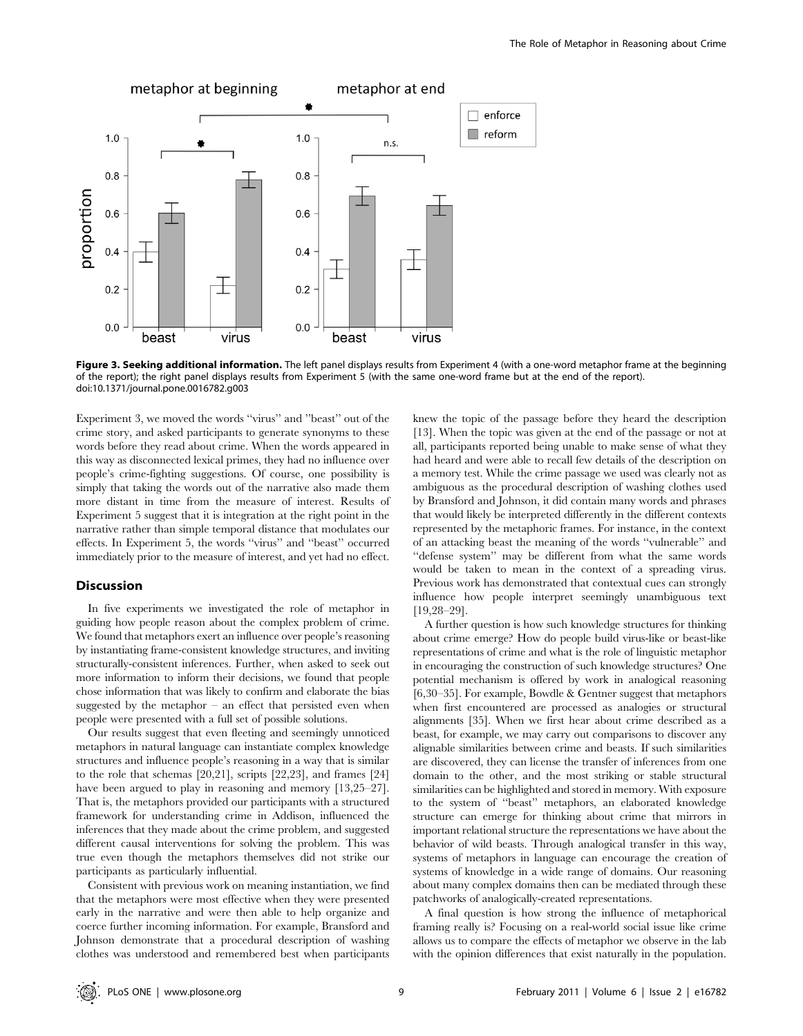**Figure 3. Seeking additional information.** The left panel displays results from Experiment 4 (with a one-word metaphor frame at the beginning of the report); the right panel displays results from Experiment 5 (with the same one-word frame but at the end of the report).
doi:10.1371/journal.pone.0016782.g003

Experiment 3, we moved the words "virus" and "beast" out of the crime story, and asked participants to generate synonyms to these words before they read about crime. When the words appeared in this way as disconnected lexical primes, they had no influence over people's crime-fighting suggestions. Of course, one possibility is simply that taking the words out of the narrative also made them more distant in time from the measure of interest. Results of Experiment 5 suggest that it is integration at the right point in the narrative rather than simple temporal distance that modulates our effects. In Experiment 5, the words "virus" and "beast" occurred immediately prior to the measure of interest, and yet had no effect.

## Discussion

In five experiments we investigated the role of metaphor in guiding how people reason about the complex problem of crime. We found that metaphors exert an influence over people's reasoning by instantiating frame-consistent knowledge structures, and inviting structurally-consistent inferences. Further, when asked to seek out more information to inform their decisions, we found that people chose information that was likely to confirm and elaborate the bias suggested by the metaphor – an effect that persisted even when people were presented with a full set of possible solutions.

Our results suggest that even fleeting and seemingly unnoticed metaphors in natural language can instantiate complex knowledge structures and influence people's reasoning in a way that is similar to the role that schemas [20,21], scripts [22,23], and frames [24] have been argued to play in reasoning and memory [13,25–27]. That is, the metaphors provided our participants with a structured framework for understanding crime in Addison, influenced the inferences that they made about the crime problem, and suggested different causal interventions for solving the problem. This was true even though the metaphors themselves did not strike our participants as particularly influential.

Consistent with previous work on meaning instantiation, we find that the metaphors were most effective when they were presented early in the narrative and were then able to help organize and coerce further incoming information. For example, Bransford and Johnson demonstrate that a procedural description of washing clothes was understood and remembered best when participants knew the topic of the passage before they heard the description [13]. When the topic was given at the end of the passage or not at all, participants reported being unable to make sense of what they had heard and were able to recall few details of the description on a memory test. While the crime passage we used was clearly not as ambiguous as the procedural description of washing clothes used by Bransford and Johnson, it did contain many words and phrases that would likely be interpreted differently in the different contexts represented by the metaphoric frames. For instance, in the context of an attacking beast the meaning of the words "vulnerable" and "defense system" may be different from what the same words would be taken to mean in the context of a spreading virus. Previous work has demonstrated that contextual cues can strongly influence how people interpret seemingly unambiguous text [19,28–29].

A further question is how such knowledge structures for thinking about crime emerge? How do people build virus-like or beast-like representations of crime and what is the role of linguistic metaphor in encouraging the construction of such knowledge structures? One potential mechanism is offered by work in analogical reasoning [6,30–35]. For example, Bowdle & Gentner suggest that metaphors when first encountered are processed as analogies or structural alignments [35]. When we first hear about crime described as a beast, for example, we may carry out comparisons to discover any alignable similarities between crime and beasts. If such similarities are discovered, they can license the transfer of inferences from one domain to the other, and the most striking or stable structural similarities can be highlighted and stored in memory. With exposure to the system of "beast" metaphors, an elaborated knowledge structure can emerge for thinking about crime that mirrors in important relational structure the representations we have about the behavior of wild beasts. Through analogical transfer in this way, systems of metaphors in language can encourage the creation of systems of knowledge in a wide range of domains. Our reasoning about many complex domains then can be mediated through these patchworks of analogically-created representations.

A final question is how strong the influence of metaphorical framing really is? Focusing on a real-world social issue like crime allows us to compare the effects of metaphor we observe in the lab with the opinion differences that exist naturally in the population.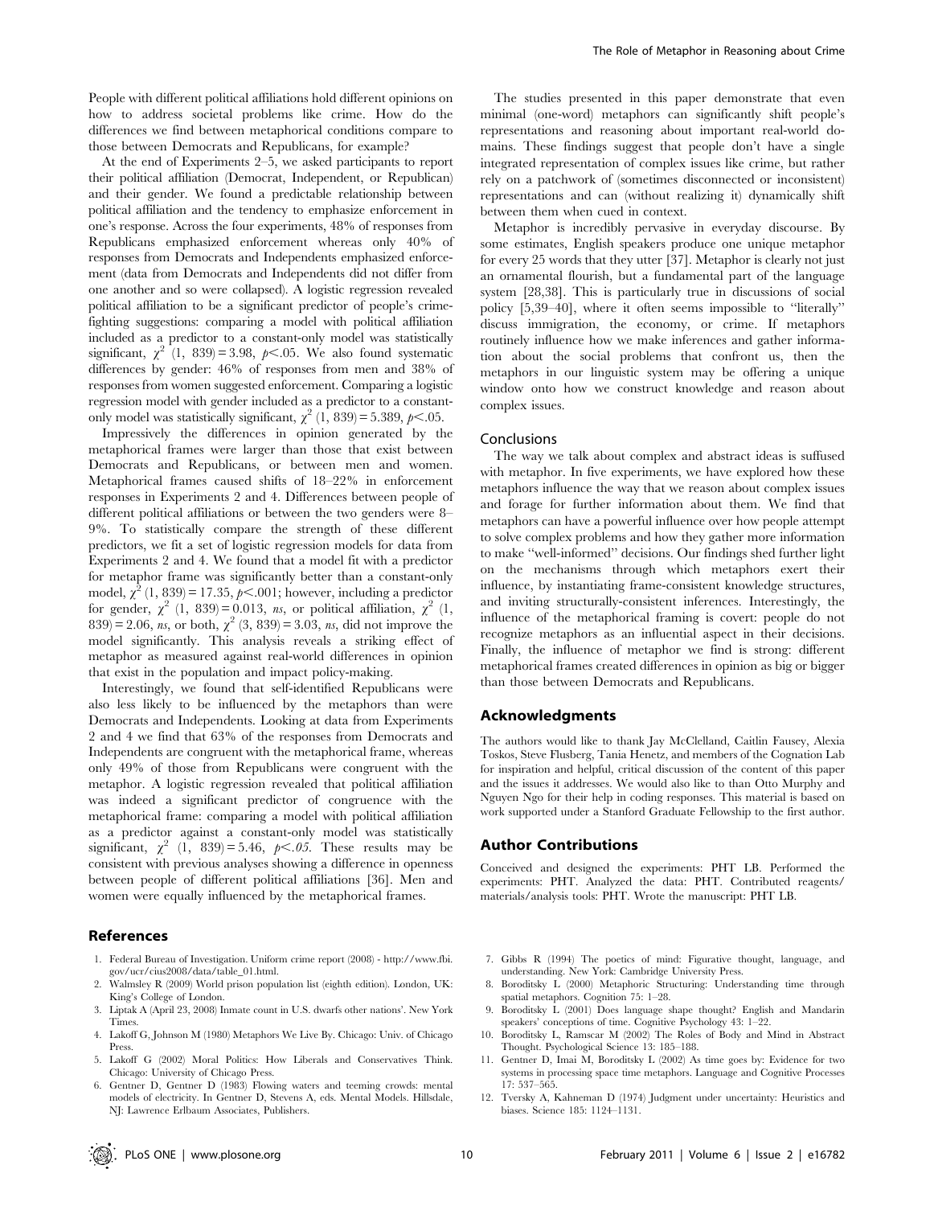People with different political affiliations hold different opinions on how to address societal problems like crime. How do the differences we find between metaphorical conditions compare to those between Democrats and Republicans, for example?

At the end of Experiments 2–5, we asked participants to report their political affiliation (Democrat, Independent, or Republican) and their gender. We found a predictable relationship between political affiliation and the tendency to emphasize enforcement in one's response. Across the four experiments, 48% of responses from Republicans emphasized enforcement whereas only 40% of responses from Democrats and Independents emphasized enforcement (data from Democrats and Independents did not differ from one another and so were collapsed). A logistic regression revealed political affiliation to be a significant predictor of people's crime-fighting suggestions: comparing a model with political affiliation included as a predictor to a constant-only model was statistically significant, $\chi^2$ (1, 839) = 3.98, $p<.05$. We also found systematic differences by gender: 46% of responses from men and 38% of responses from women suggested enforcement. Comparing a logistic regression model with gender included as a predictor to a constant-only model was statistically significant, $\chi^2$ (1, 839) = 5.389, $p<.05$.

Impressively the differences in opinion generated by the metaphorical frames were larger than those that exist between Democrats and Republicans, or between men and women. Metaphorical frames caused shifts of 18–22% in enforcement responses in Experiments 2 and 4. Differences between people of different political affiliations or between the two genders were 8–9%. To statistically compare the strength of these different predictors, we fit a set of logistic regression models for data from Experiments 2 and 4. We found that a model fit with a predictor for metaphor frame was significantly better than a constant-only model, $\chi^2$ (1, 839) = 17.35, $p<.001$; however, including a predictor for gender, $\chi^2$ (1, 839) = 0.013, *ns*, or political affiliation, $\chi^2$ (1, 839) = 2.06, *ns*, or both, $\chi^2$ (3, 839) = 3.03, *ns*, did not improve the model significantly. This analysis reveals a striking effect of metaphor as measured against real-world differences in opinion that exist in the population and impact policy-making.

Interestingly, we found that self-identified Republicans were also less likely to be influenced by the metaphors than were Democrats and Independents. Looking at data from Experiments 2 and 4 we find that 63% of the responses from Democrats and Independents are congruent with the metaphorical frame, whereas only 49% of those from Republicans were congruent with the metaphor. A logistic regression revealed that political affiliation was indeed a significant predictor of congruence with the metaphorical frame: comparing a model with political affiliation as a predictor against a constant-only model was statistically significant, $\chi^2$ (1, 839) = 5.46, $p<.05$. These results may be consistent with previous analyses showing a difference in openness between people of different political affiliations [36]. Men and women were equally influenced by the metaphorical frames.

The studies presented in this paper demonstrate that even minimal (one-word) metaphors can significantly shift people's representations and reasoning about important real-world domains. These findings suggest that people don't have a single integrated representation of complex issues like crime, but rather rely on a patchwork of (sometimes disconnected or inconsistent) representations and can (without realizing it) dynamically shift between them when cued in context.

Metaphor is incredibly pervasive in everyday discourse. By some estimates, English speakers produce one unique metaphor for every 25 words that they utter [37]. Metaphor is clearly not just an ornamental flourish, but a fundamental part of the language system [28,38]. This is particularly true in discussions of social policy [5,39–40], where it often seems impossible to "literally" discuss immigration, the economy, or crime. If metaphors routinely influence how we make inferences and gather information about the social problems that confront us, then the metaphors in our linguistic system may be offering a unique window onto how we construct knowledge and reason about complex issues.

### Conclusions

The way we talk about complex and abstract ideas is suffused with metaphor. In five experiments, we have explored how these metaphors influence the way that we reason about complex issues and forage for further information about them. We find that metaphors can have a powerful influence over how people attempt to solve complex problems and how they gather more information to make "well-informed" decisions. Our findings shed further light on the mechanisms through which metaphors exert their influence, by instantiating frame-consistent knowledge structures, and inviting structurally-consistent inferences. Interestingly, the influence of the metaphorical framing is covert: people do not recognize metaphors as an influential aspect in their decisions. Finally, the influence of metaphor we find is strong: different metaphorical frames created differences in opinion as big or bigger than those between Democrats and Republicans.

## Acknowledgments

The authors would like to thank Jay McClelland, Caitlin Fausey, Alexia Toskos, Steve Flusberg, Tania Henetz, and members of the Cognation Lab for inspiration and helpful, critical discussion of the content of this paper and the issues it addresses. We would also like to than Otto Murphy and Nguyen Ngo for their help in coding responses. This material is based on work supported under a Stanford Graduate Fellowship to the first author.

## Author Contributions

Conceived and designed the experiments: PHT LB. Performed the experiments: PHT. Analyzed the data: PHT. Contributed reagents/materials/analysis tools: PHT. Wrote the manuscript: PHT LB.

## References

1. Federal Bureau of Investigation. Uniform crime report (2008) - http://www.fbi.gov/ucr/cius2008/data/table_01.html.
2. Walmsley R (2009) World prison population list (eighth edition). London, UK: King's College of London.
3. Liptak A (April 23, 2008) Inmate count in U.S. dwarfs other nations'. New York Times.
4. Lakoff G, Johnson M (1980) Metaphors We Live By. Chicago: Univ. of Chicago Press.
5. Lakoff G (2002) Moral Politics: How Liberals and Conservatives Think. Chicago: University of Chicago Press.
6. Gentner D, Gentner D (1983) Flowing waters and teeming crowds: mental models of electricity. In Gentner D, Stevens A, eds. Mental Models. Hillsdale, NJ: Lawrence Erlbaum Associates, Publishers.
7. Gibbs R (1994) The poetics of mind: Figurative thought, language, and understanding. New York: Cambridge University Press.
8. Boroditsky L (2000) Metaphoric Structuring: Understanding time through spatial metaphors. Cognition 75: 1–28.
9. Boroditsky L (2001) Does language shape thought? English and Mandarin speakers' conceptions of time. Cognitive Psychology 43: 1–22.
10. Boroditsky L, Ramscar M (2002) The Roles of Body and Mind in Abstract Thought. Psychological Science 13: 185–188.
11. Gentner D, Imai M, Boroditsky L (2002) As time goes by: Evidence for two systems in processing space time metaphors. Language and Cognitive Processes 17: 537–565.
12. Tversky A, Kahneman D (1974) Judgment under uncertainty: Heuristics and biases. Science 185: 1124–1131.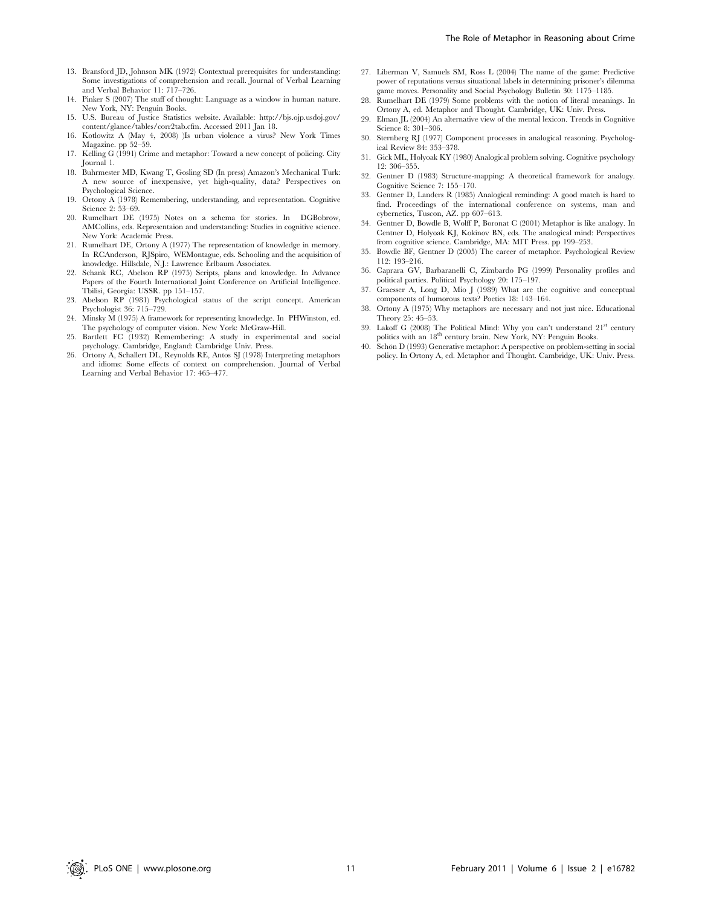13. Bransford JD, Johnson MK (1972) Contextual prerequisites for understanding: Some investigations of comprehension and recall. Journal of Verbal Learning and Verbal Behavior 11: 717–726.
14. Pinker S (2007) The stuff of thought: Language as a window in human nature. New York, NY: Penguin Books.
15. U.S. Bureau of Justice Statistics website. Available: http://bjs.ojp.usdoj.gov/content/glance/tables/corr2tab.cfm. Accessed 2011 Jan 18.
16. Kotlowitz A (May 4, 2008) )Is urban violence a virus? New York Times Magazine. pp 52–59.
17. Kelling G (1991) Crime and metaphor: Toward a new concept of policing. City Journal 1.
18. Buhrmester MD, Kwang T, Gosling SD (In press) Amazon's Mechanical Turk: A new source of inexpensive, yet high-quality, data? Perspectives on Psychological Science.
19. Ortony A (1978) Remembering, understanding, and representation. Cognitive Science 2: 53–69.
20. Rumelhart DE (1975) Notes on a schema for stories. In DGBobrow, AMCollins, eds. Representaion and understanding: Studies in cognitive science. New York: Academic Press.
21. Rumelhart DE, Ortony A (1977) The representation of knowledge in memory. In RCAnderson, RJSpiro, WEMontague, eds. Schooling and the acquisition of knowledge. Hillsdale, N.J.: Lawrence Erlbaum Associates.
22. Schank RC, Abelson RP (1975) Scripts, plans and knowledge. In Advance Papers of the Fourth International Joint Conference on Artificial Intelligence. Tbilisi, Georgia: USSR. pp 151–157.
23. Abelson RP (1981) Psychological status of the script concept. American Psychologist 36: 715–729.
24. Minsky M (1975) A framework for representing knowledge. In PHWinston, ed. The psychology of computer vision. New York: McGraw-Hill.
25. Bartlett FC (1932) Remembering: A study in experimental and social psychology. Cambridge, England: Cambridge Univ. Press.
26. Ortony A, Schallert DL, Reynolds RE, Antos SJ (1978) Interpreting metaphors and idioms: Some effects of context on comprehension. Journal of Verbal Learning and Verbal Behavior 17: 465–477.
27. Liberman V, Samuels SM, Ross L (2004) The name of the game: Predictive power of reputations versus situational labels in determining prisoner's dilemma game moves. Personality and Social Psychology Bulletin 30: 1175–1185.
28. Rumelhart DE (1979) Some problems with the notion of literal meanings. In Ortony A, ed. Metaphor and Thought. Cambridge, UK: Univ. Press.
29. Elman JL (2004) An alternative view of the mental lexicon. Trends in Cognitive Science 8: 301–306.
30. Sternberg RJ (1977) Component processes in analogical reasoning. Psychological Review 84: 353–378.
31. Gick ML, Holyoak KY (1980) Analogical problem solving. Cognitive psychology 12: 306–355.
32. Gentner D (1983) Structure-mapping: A theoretical framework for analogy. Cognitive Science 7: 155–170.
33. Gentner D, Landers R (1985) Analogical reminding: A good match is hard to find. Proceedings of the international conference on systems, man and cybernetics, Tuscon, AZ. pp 607–613.
34. Gentner D, Bowdle B, Wolff P, Boronat C (2001) Metaphor is like analogy. In Gentner D, Holyoak KJ, Kokinov BN, eds. The analogical mind: Perspectives from cognitive science. Cambridge, MA: MIT Press. pp 199–253.
35. Bowdle BF, Gentner D (2005) The career of metaphor. Psychological Review 112: 193–216.
36. Caprara GV, Barbaranelli C, Zimbardo PG (1999) Personality profiles and political parties. Political Psychology 20: 175–197.
37. Graesser A, Long D, Mio J (1989) What are the cognitive and conceptual components of humorous texts? Poetics 18: 143–164.
38. Ortony A (1975) Why metaphors are necessary and not just nice. Educational Theory 25: 45–53.
39. Lakoff G (2008) The Political Mind: Why you can't understand 21st century politics with an 18th century brain. New York, NY: Penguin Books.
40. Schön D (1993) Generative metaphor: A perspective on problem-setting in social policy. In Ortony A, ed. Metaphor and Thought. Cambridge, UK: Univ. Press.